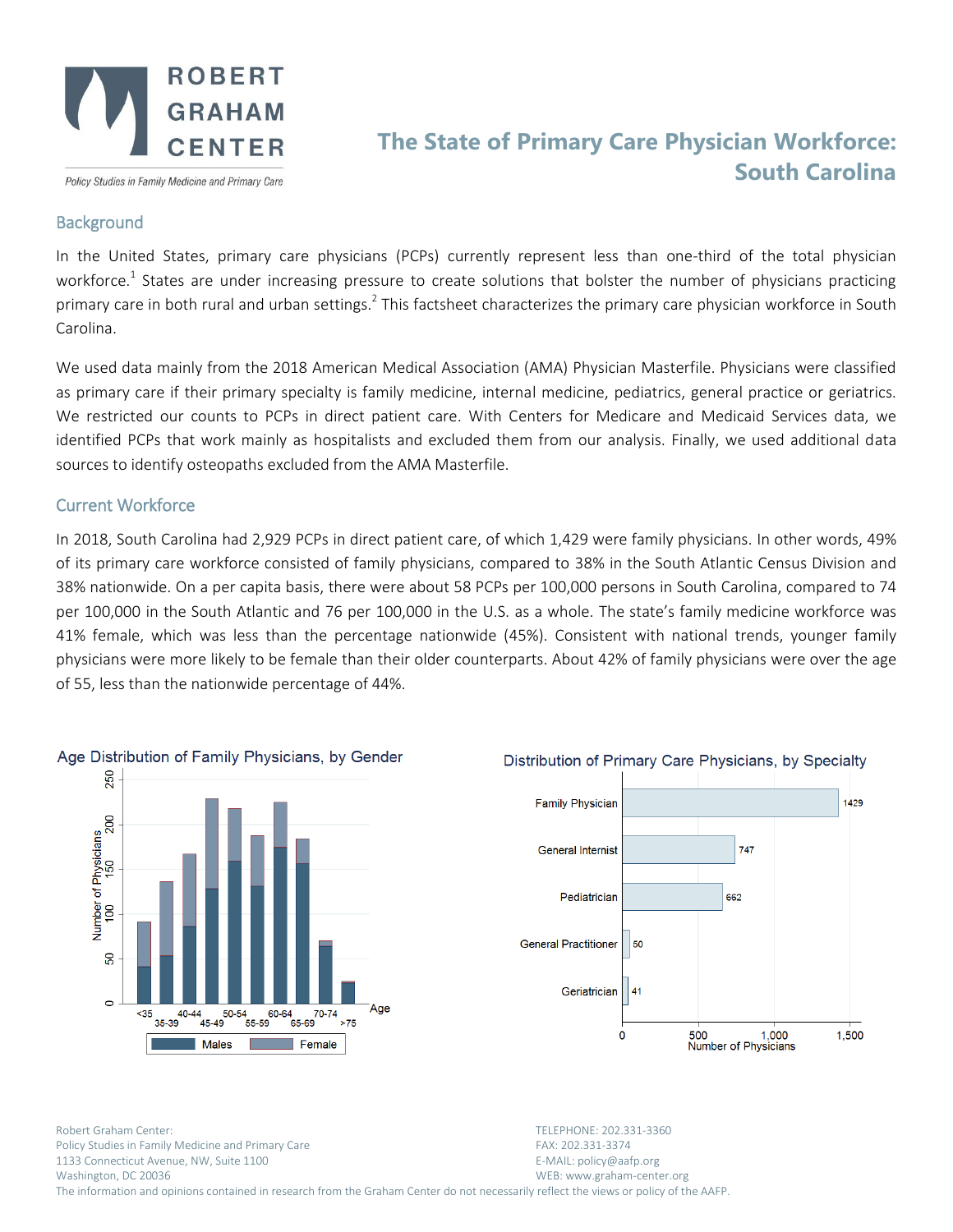# The State of Primary Care Physician Workforce: South Carolina

ROBERT GRAHAM CENTER

*Policy Studies in Family Medicine and Primary Care*

## Background

In the United States, primary care physicians (PCPs) currently represent less than one-third of the total physician workforce.[1] States are under increasing pressure to create solutions that bolster the number of physicians practicing primary care in both rural and urban settings.[2] This factsheet characterizes the primary care physician workforce in South Carolina.

We used data mainly from the 2018 American Medical Association (AMA) Physician Masterfile. Physicians were classified as primary care if their primary specialty is family medicine, internal medicine, pediatrics, general practice or geriatrics. We restricted our counts to PCPs in direct patient care. With Centers for Medicare and Medicaid Services data, we identified PCPs that work mainly as hospitalists and excluded them from our analysis. Finally, we used additional data sources to identify osteopaths excluded from the AMA Masterfile.

## Current Workforce

In 2018, South Carolina had 2,929 PCPs in direct patient care, of which 1,429 were family physicians. In other words, 49% of its primary care workforce consisted of family physicians, compared to 38% in the South Atlantic Census Division and 38% nationwide. On a per capita basis, there were about 58 PCPs per 100,000 persons in South Carolina, compared to 74 per 100,000 in the South Atlantic and 76 per 100,000 in the U.S. as a whole. The state's family medicine workforce was 41% female, which was less than the percentage nationwide (45%). Consistent with national trends, younger family physicians were more likely to be female than their older counterparts. About 42% of family physicians were over the age of 55, less than the nationwide percentage of 44%.

**Age Distribution of Family Physicians, by Gender**

**Distribution of Primary Care Physicians, by Specialty**

| Specialty | Number of Physicians |
|---|---|
| Family Physician | 1429 |
| General Internist | 747 |
| Pediatrician | 662 |
| General Practitioner | 50 |
| Geriatrician | 41 |

Robert Graham Center:
Policy Studies in Family Medicine and Primary Care
1133 Connecticut Avenue, NW, Suite 1100
Washington, DC 20036

TELEPHONE: 202.331-3360
FAX: 202.331-3374
E-MAIL: policy@aafp.org
WEB: www.graham-center.org

The information and opinions contained in research from the Graham Center do not necessarily reflect the views or policy of the AAFP.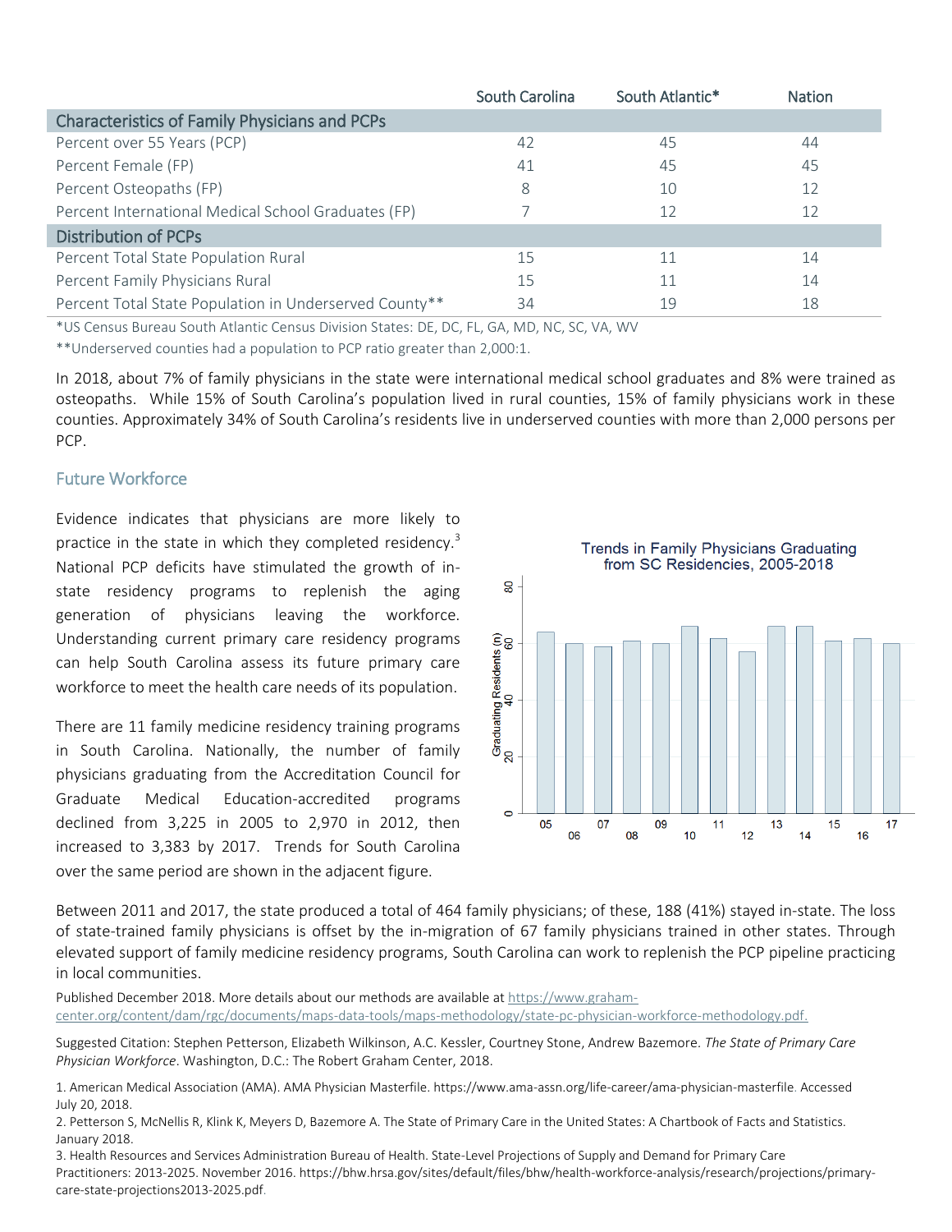| | South Carolina | South Atlantic* | Nation |
|---|---|---|---|
| **Characteristics of Family Physicians and PCPs** | | | |
| Percent over 55 Years (PCP) | 42 | 45 | 44 |
| Percent Female (FP) | 41 | 45 | 45 |
| Percent Osteopaths (FP) | 8 | 10 | 12 |
| Percent International Medical School Graduates (FP) | 7 | 12 | 12 |
| **Distribution of PCPs** | | | |
| Percent Total State Population Rural | 15 | 11 | 14 |
| Percent Family Physicians Rural | 15 | 11 | 14 |
| Percent Total State Population in Underserved County** | 34 | 19 | 18 |

*US Census Bureau South Atlantic Census Division States: DE, DC, FL, GA, MD, NC, SC, VA, WV

**Underserved counties had a population to PCP ratio greater than 2,000:1.

In 2018, about 7% of family physicians in the state were international medical school graduates and 8% were trained as osteopaths. While 15% of South Carolina's population lived in rural counties, 15% of family physicians work in these counties. Approximately 34% of South Carolina's residents live in underserved counties with more than 2,000 persons per PCP.

## Future Workforce

Evidence indicates that physicians are more likely to practice in the state in which they completed residency.[3] National PCP deficits have stimulated the growth of in-state residency programs to replenish the aging generation of physicians leaving the workforce. Understanding current primary care residency programs can help South Carolina assess its future primary care workforce to meet the health care needs of its population.

There are 11 family medicine residency training programs in South Carolina. Nationally, the number of family physicians graduating from the Accreditation Council for Graduate Medical Education-accredited programs declined from 3,225 in 2005 to 2,970 in 2012, then increased to 3,383 by 2017. Trends for South Carolina over the same period are shown in the adjacent figure.

Trends in Family Physicians Graduating from SC Residencies, 2005-2018

Graduating Residents (n)

0
20
40
60
80

05
06
07
08
09
10
11
12
13
14
15
16
17

Between 2011 and 2017, the state produced a total of 464 family physicians; of these, 188 (41%) stayed in-state. The loss of state-trained family physicians is offset by the in-migration of 67 family physicians trained in other states. Through elevated support of family medicine residency programs, South Carolina can work to replenish the PCP pipeline practicing in local communities.

Published December 2018. More details about our methods are available at https://www.graham-center.org/content/dam/rgc/documents/maps-data-tools/maps-methodology/state-pc-physician-workforce-methodology.pdf.

Suggested Citation: Stephen Petterson, Elizabeth Wilkinson, A.C. Kessler, Courtney Stone, Andrew Bazemore. *The State of Primary Care Physician Workforce*. Washington, D.C.: The Robert Graham Center, 2018.

1. American Medical Association (AMA). AMA Physician Masterfile. https://www.ama-assn.org/life-career/ama-physician-masterfile. Accessed July 20, 2018.
2. Petterson S, McNellis R, Klink K, Meyers D, Bazemore A. The State of Primary Care in the United States: A Chartbook of Facts and Statistics. January 2018.
3. Health Resources and Services Administration Bureau of Health. State-Level Projections of Supply and Demand for Primary Care Practitioners: 2013-2025. November 2016. https://bhw.hrsa.gov/sites/default/files/bhw/health-workforce-analysis/research/projections/primary-care-state-projections2013-2025.pdf.